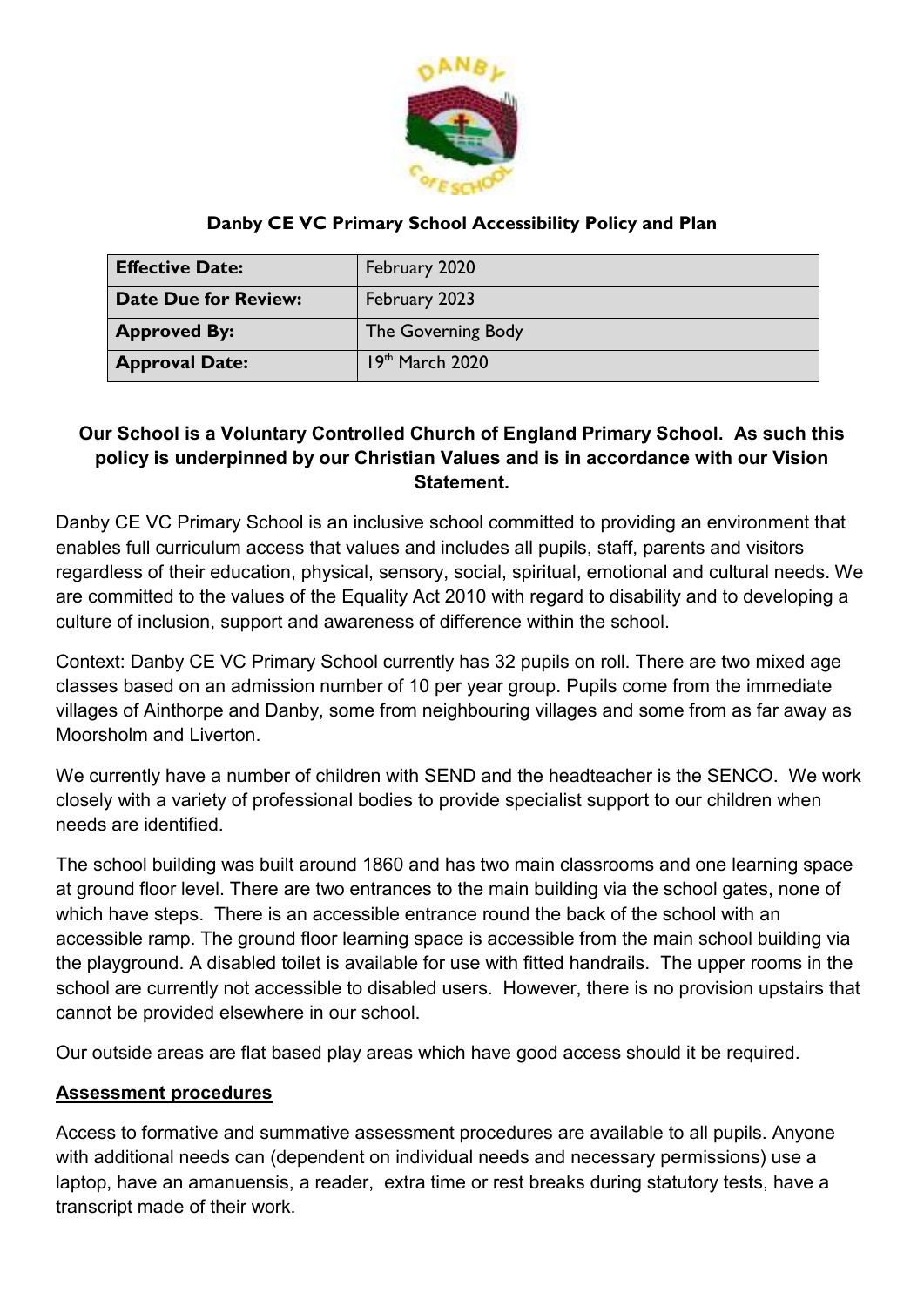## Danby CE VC Primary School Accessibility Policy and Plan

| **Effective Date:** | February 2020 |
|---|---|
| **Date Due for Review:** | February 2023 |
| **Approved By:** | The Governing Body |
| **Approval Date:** | 19th March 2020 |

**Our School is a Voluntary Controlled Church of England Primary School. As such this policy is underpinned by our Christian Values and is in accordance with our Vision Statement.**

Danby CE VC Primary School is an inclusive school committed to providing an environment that enables full curriculum access that values and includes all pupils, staff, parents and visitors regardless of their education, physical, sensory, social, spiritual, emotional and cultural needs. We are committed to the values of the Equality Act 2010 with regard to disability and to developing a culture of inclusion, support and awareness of difference within the school.

Context: Danby CE VC Primary School currently has 32 pupils on roll. There are two mixed age classes based on an admission number of 10 per year group. Pupils come from the immediate villages of Ainthorpe and Danby, some from neighbouring villages and some from as far away as Moorsholm and Liverton.

We currently have a number of children with SEND and the headteacher is the SENCO. We work closely with a variety of professional bodies to provide specialist support to our children when needs are identified.

The school building was built around 1860 and has two main classrooms and one learning space at ground floor level. There are two entrances to the main building via the school gates, none of which have steps. There is an accessible entrance round the back of the school with an accessible ramp. The ground floor learning space is accessible from the main school building via the playground. A disabled toilet is available for use with fitted handrails. The upper rooms in the school are currently not accessible to disabled users. However, there is no provision upstairs that cannot be provided elsewhere in our school.

Our outside areas are flat based play areas which have good access should it be required.

### Assessment procedures

Access to formative and summative assessment procedures are available to all pupils. Anyone with additional needs can (dependent on individual needs and necessary permissions) use a laptop, have an amanuensis, a reader, extra time or rest breaks during statutory tests, have a transcript made of their work.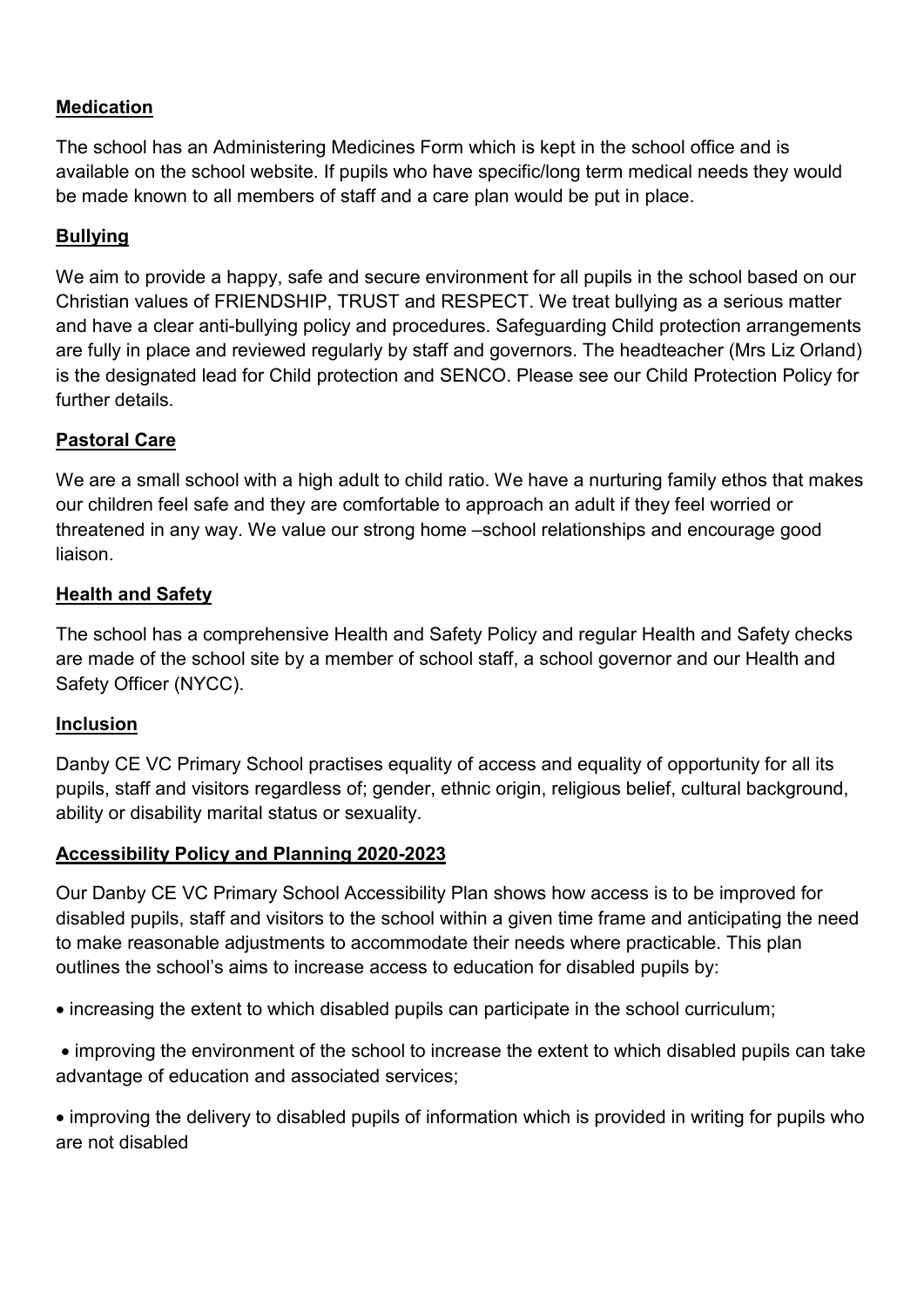**Medication**

The school has an Administering Medicines Form which is kept in the school office and is available on the school website. If pupils who have specific/long term medical needs they would be made known to all members of staff and a care plan would be put in place.

**Bullying**

We aim to provide a happy, safe and secure environment for all pupils in the school based on our Christian values of FRIENDSHIP, TRUST and RESPECT. We treat bullying as a serious matter and have a clear anti-bullying policy and procedures. Safeguarding Child protection arrangements are fully in place and reviewed regularly by staff and governors. The headteacher (Mrs Liz Orland) is the designated lead for Child protection and SENCO. Please see our Child Protection Policy for further details.

**Pastoral Care**

We are a small school with a high adult to child ratio. We have a nurturing family ethos that makes our children feel safe and they are comfortable to approach an adult if they feel worried or threatened in any way. We value our strong home –school relationships and encourage good liaison.

**Health and Safety**

The school has a comprehensive Health and Safety Policy and regular Health and Safety checks are made of the school site by a member of school staff, a school governor and our Health and Safety Officer (NYCC).

**Inclusion**

Danby CE VC Primary School practises equality of access and equality of opportunity for all its pupils, staff and visitors regardless of; gender, ethnic origin, religious belief, cultural background, ability or disability marital status or sexuality.

**Accessibility Policy and Planning 2020-2023**

Our Danby CE VC Primary School Accessibility Plan shows how access is to be improved for disabled pupils, staff and visitors to the school within a given time frame and anticipating the need to make reasonable adjustments to accommodate their needs where practicable. This plan outlines the school's aims to increase access to education for disabled pupils by:

- increasing the extent to which disabled pupils can participate in the school curriculum;
- improving the environment of the school to increase the extent to which disabled pupils can take advantage of education and associated services;
- improving the delivery to disabled pupils of information which is provided in writing for pupils who are not disabled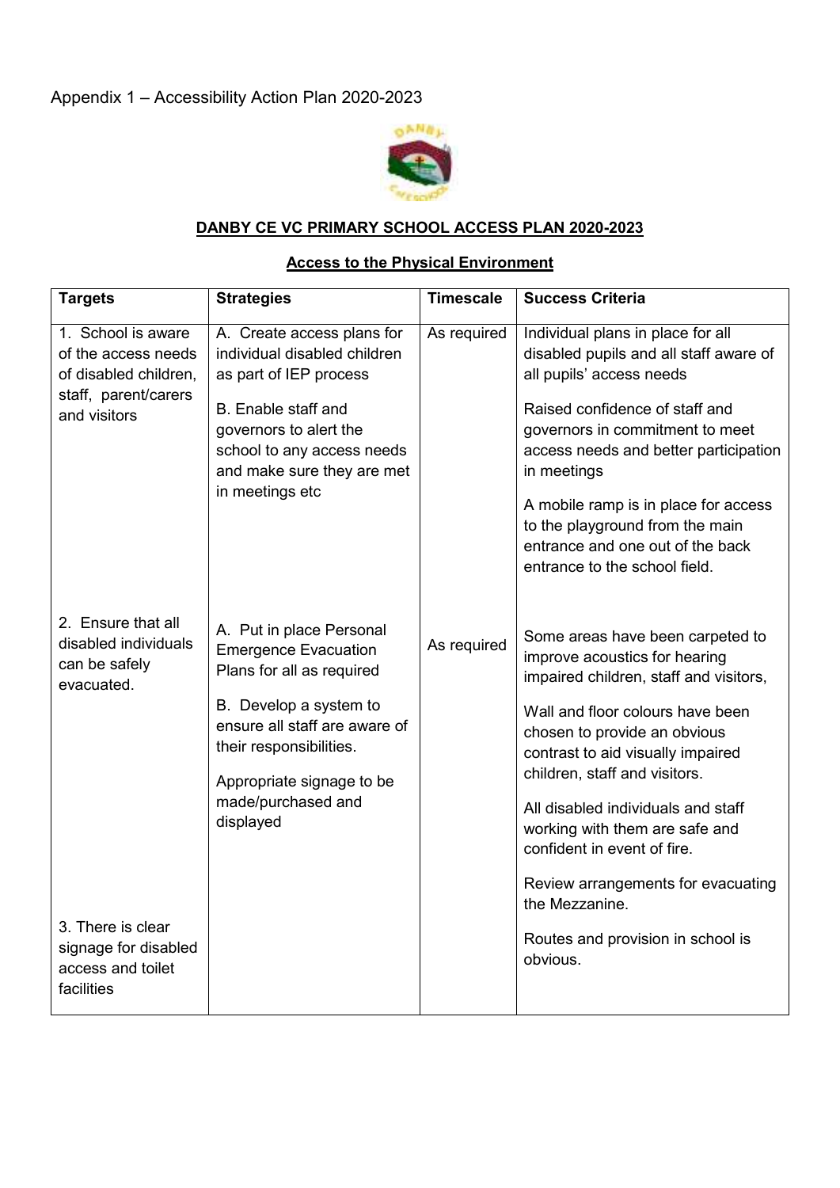Appendix 1 – Accessibility Action Plan 2020-2023

**DANBY CE VC PRIMARY SCHOOL ACCESS PLAN 2020-2023**

**Access to the Physical Environment**

| Targets | Strategies | Timescale | Success Criteria |
|---|---|---|---|
| 1. School is aware of the access needs of disabled children, staff, parent/carers and visitors | A. Create access plans for individual disabled children as part of IEP process<br><br>B. Enable staff and governors to alert the school to any access needs and make sure they are met in meetings etc | As required | Individual plans in place for all disabled pupils and all staff aware of all pupils' access needs<br><br>Raised confidence of staff and governors in commitment to meet access needs and better participation in meetings<br><br>A mobile ramp is in place for access to the playground from the main entrance and one out of the back entrance to the school field. |
| 2. Ensure that all disabled individuals can be safely evacuated.<br><br>3. There is clear signage for disabled access and toilet facilities | A. Put in place Personal Emergence Evacuation Plans for all as required<br><br>B. Develop a system to ensure all staff are aware of their responsibilities.<br><br>Appropriate signage to be made/purchased and displayed | As required | Some areas have been carpeted to improve acoustics for hearing impaired children, staff and visitors,<br><br>Wall and floor colours have been chosen to provide an obvious contrast to aid visually impaired children, staff and visitors.<br><br>All disabled individuals and staff working with them are safe and confident in event of fire.<br><br>Review arrangements for evacuating the Mezzanine.<br><br>Routes and provision in school is obvious. |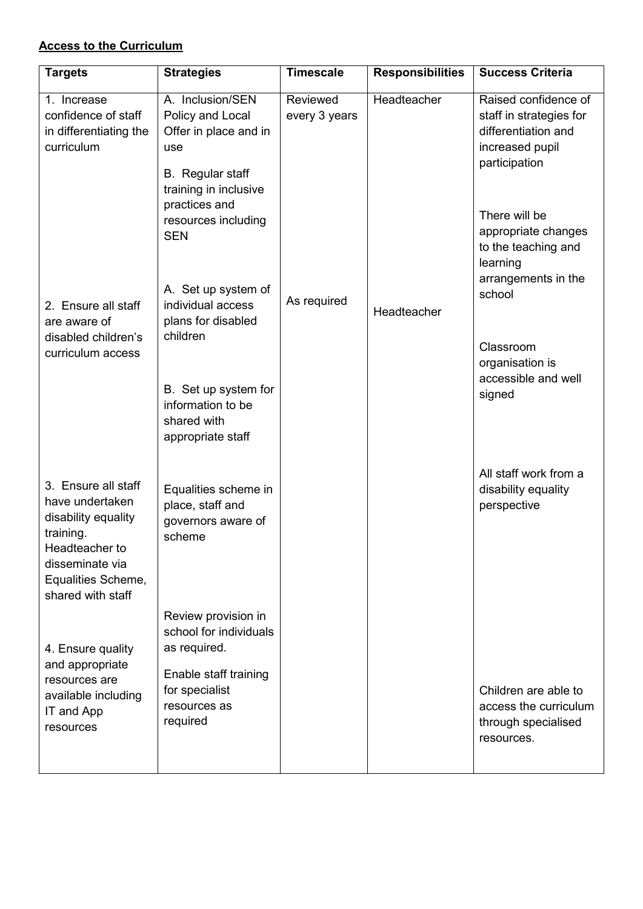**Access to the Curriculum**

| Targets | Strategies | Timescale | Responsibilities | Success Criteria |
|---|---|---|---|---|
| 1. Increase confidence of staff in differentiating the curriculum | A. Inclusion/SEN Policy and Local Offer in place and in use<br><br>B. Regular staff training in inclusive practices and resources including SEN | Reviewed every 3 years | Headteacher | Raised confidence of staff in strategies for differentiation and increased pupil participation<br><br>There will be appropriate changes to the teaching and learning arrangements in the school |
| 2. Ensure all staff are aware of disabled children's curriculum access | A. Set up system of individual access plans for disabled children<br><br>B. Set up system for information to be shared with appropriate staff | As required | Headteacher | Classroom organisation is accessible and well signed |
| 3. Ensure all staff have undertaken disability equality training. Headteacher to disseminate via Equalities Scheme, shared with staff | Equalities scheme in place, staff and governors aware of scheme | | | All staff work from a disability equality perspective |
| 4. Ensure quality and appropriate resources are available including IT and App resources | Review provision in school for individuals as required.<br><br>Enable staff training for specialist resources as required | | | Children are able to access the curriculum through specialised resources. |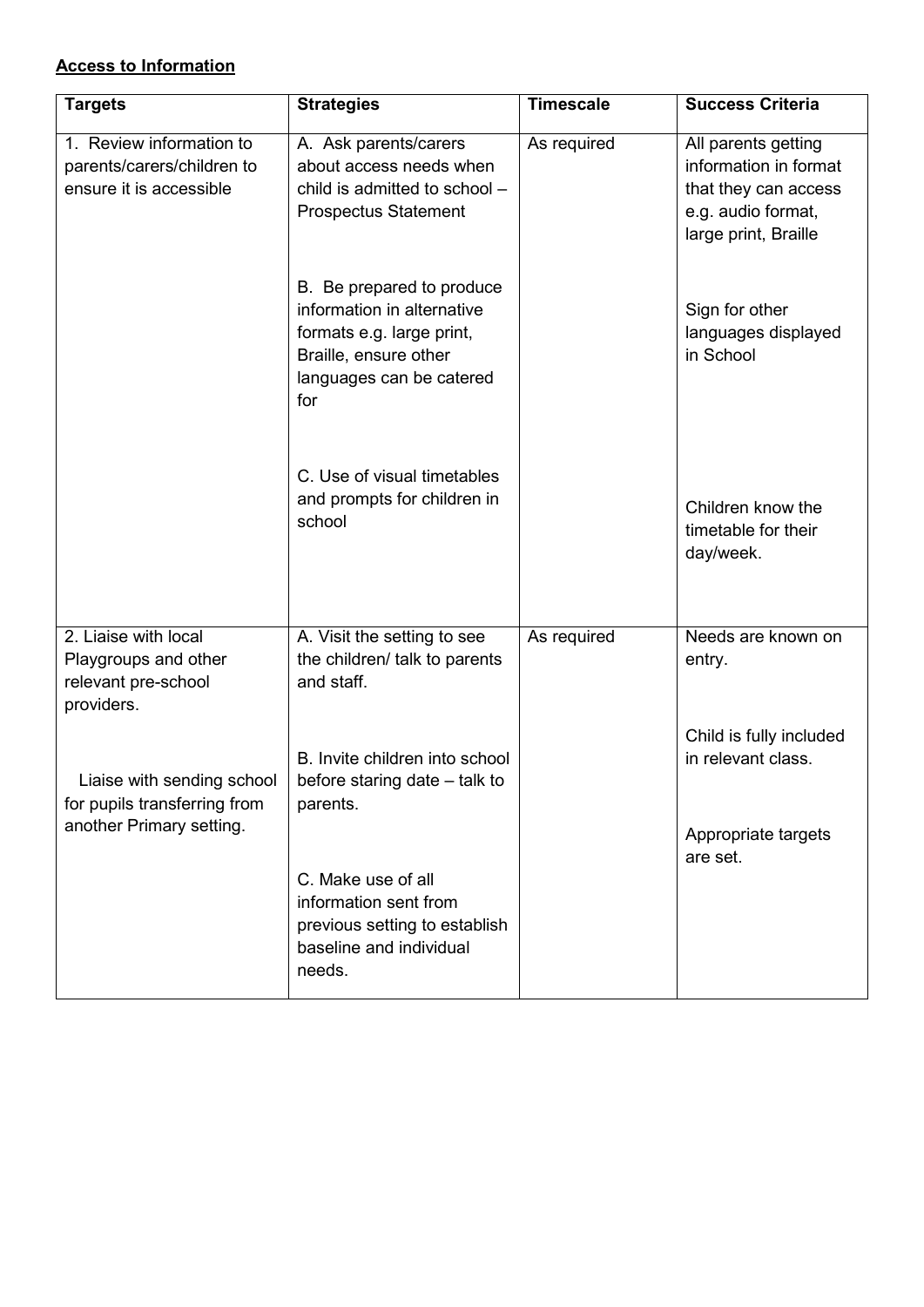**Access to Information**

| Targets | Strategies | Timescale | Success Criteria |
|---|---|---|---|
| 1. Review information to parents/carers/children to ensure it is accessible | A. Ask parents/carers about access needs when child is admitted to school – Prospectus Statement<br><br>B. Be prepared to produce information in alternative formats e.g. large print, Braille, ensure other languages can be catered for<br><br>C. Use of visual timetables and prompts for children in school | As required | All parents getting information in format that they can access e.g. audio format, large print, Braille<br><br>Sign for other languages displayed in School<br><br>Children know the timetable for their day/week. |
| 2. Liaise with local Playgroups and other relevant pre-school providers.<br><br>Liaise with sending school for pupils transferring from another Primary setting. | A. Visit the setting to see the children/ talk to parents and staff.<br><br>B. Invite children into school before staring date – talk to parents.<br><br>C. Make use of all information sent from previous setting to establish baseline and individual needs. | As required | Needs are known on entry.<br><br>Child is fully included in relevant class.<br><br>Appropriate targets are set. |